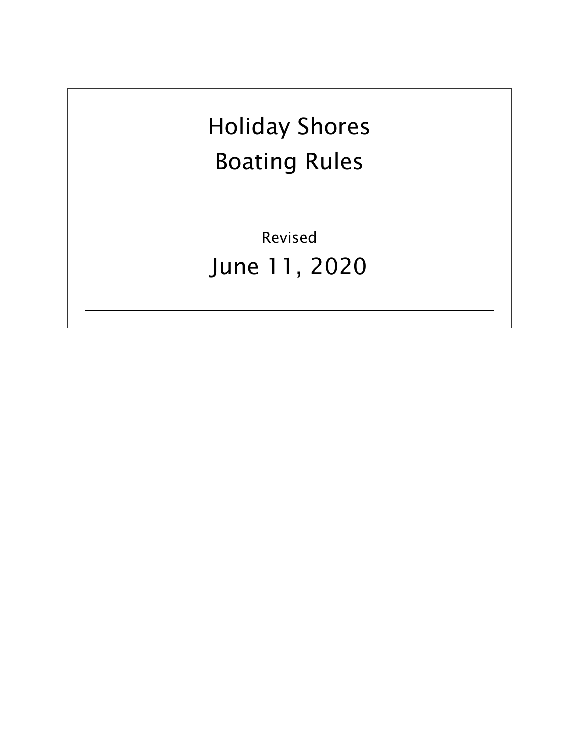# Holiday Shores
# Boating Rules

Revised

June 11, 2020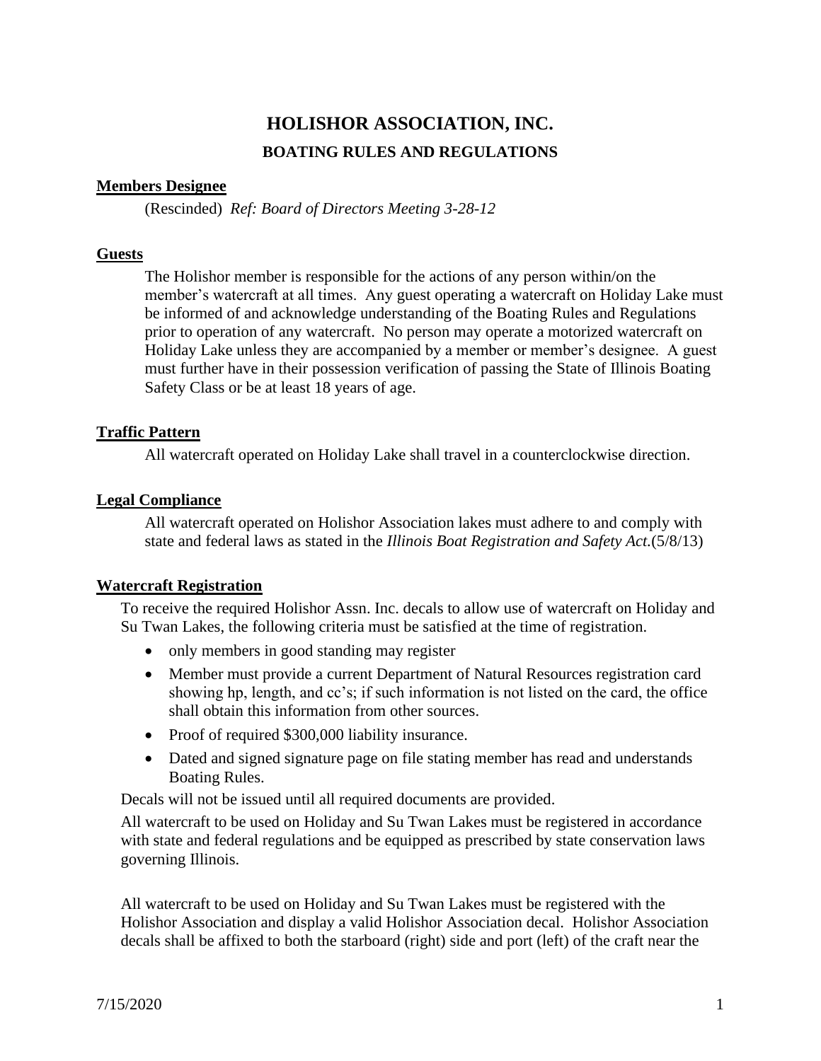# HOLISHOR ASSOCIATION, INC.

## BOATING RULES AND REGULATIONS

### Members Designee

(Rescinded) *Ref: Board of Directors Meeting 3-28-12*

### Guests

The Holishor member is responsible for the actions of any person within/on the member's watercraft at all times. Any guest operating a watercraft on Holiday Lake must be informed of and acknowledge understanding of the Boating Rules and Regulations prior to operation of any watercraft. No person may operate a motorized watercraft on Holiday Lake unless they are accompanied by a member or member's designee. A guest must further have in their possession verification of passing the State of Illinois Boating Safety Class or be at least 18 years of age.

### Traffic Pattern

All watercraft operated on Holiday Lake shall travel in a counterclockwise direction.

### Legal Compliance

All watercraft operated on Holishor Association lakes must adhere to and comply with state and federal laws as stated in the *Illinois Boat Registration and Safety Act.*(5/8/13)

### Watercraft Registration

To receive the required Holishor Assn. Inc. decals to allow use of watercraft on Holiday and Su Twan Lakes, the following criteria must be satisfied at the time of registration.

- only members in good standing may register
- Member must provide a current Department of Natural Resources registration card showing hp, length, and cc's; if such information is not listed on the card, the office shall obtain this information from other sources.
- Proof of required $300,000 liability insurance.
- Dated and signed signature page on file stating member has read and understands Boating Rules.

Decals will not be issued until all required documents are provided.

All watercraft to be used on Holiday and Su Twan Lakes must be registered in accordance with state and federal regulations and be equipped as prescribed by state conservation laws governing Illinois.

All watercraft to be used on Holiday and Su Twan Lakes must be registered with the Holishor Association and display a valid Holishor Association decal. Holishor Association decals shall be affixed to both the starboard (right) side and port (left) of the craft near the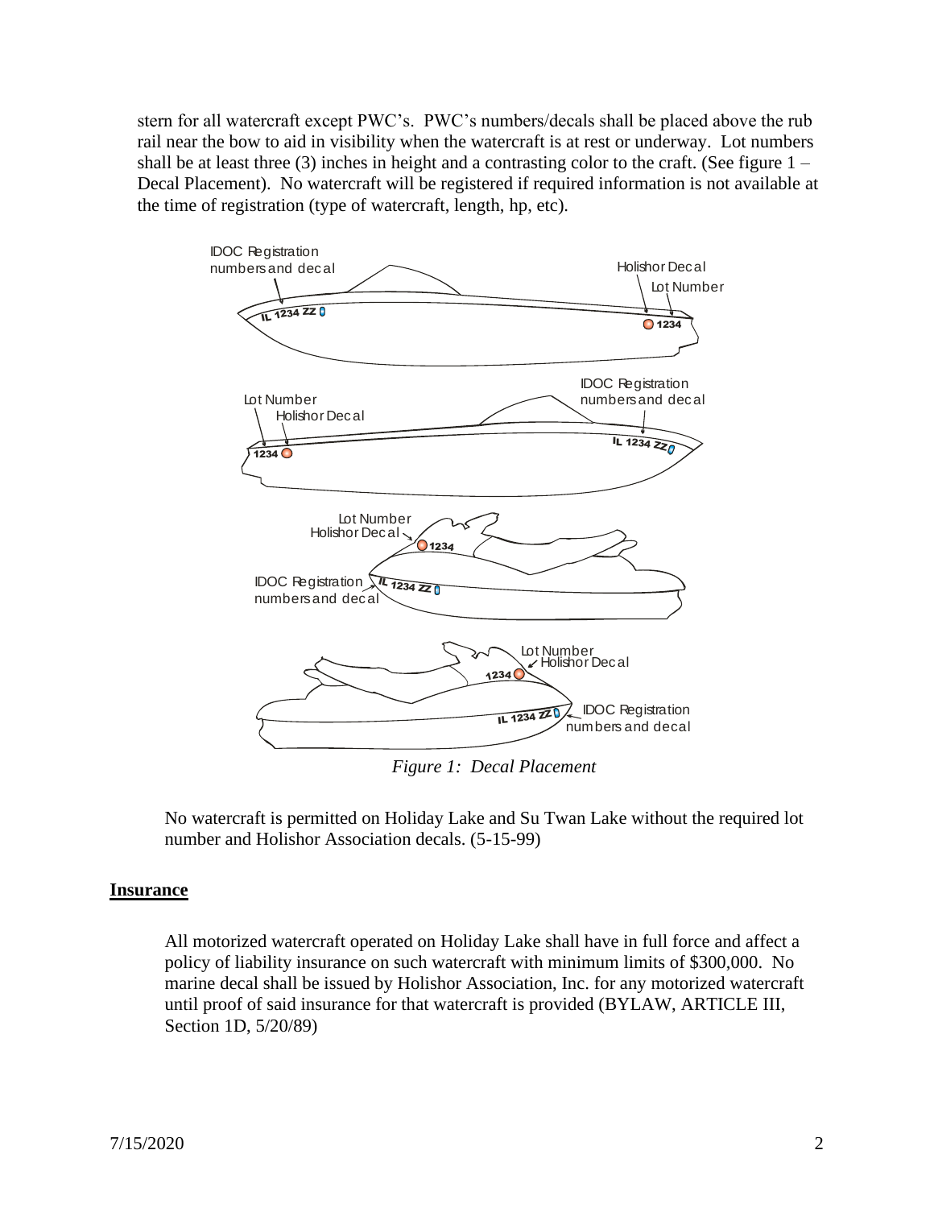stern for all watercraft except PWC's. PWC's numbers/decals shall be placed above the rub rail near the bow to aid in visibility when the watercraft is at rest or underway. Lot numbers shall be at least three (3) inches in height and a contrasting color to the craft. (See figure 1 – Decal Placement). No watercraft will be registered if required information is not available at the time of registration (type of watercraft, length, hp, etc).

*Figure 1: Decal Placement*

No watercraft is permitted on Holiday Lake and Su Twan Lake without the required lot number and Holishor Association decals. (5-15-99)

## Insurance

All motorized watercraft operated on Holiday Lake shall have in full force and affect a policy of liability insurance on such watercraft with minimum limits of $300,000. No marine decal shall be issued by Holishor Association, Inc. for any motorized watercraft until proof of said insurance for that watercraft is provided (BYLAW, ARTICLE III, Section 1D, 5/20/89)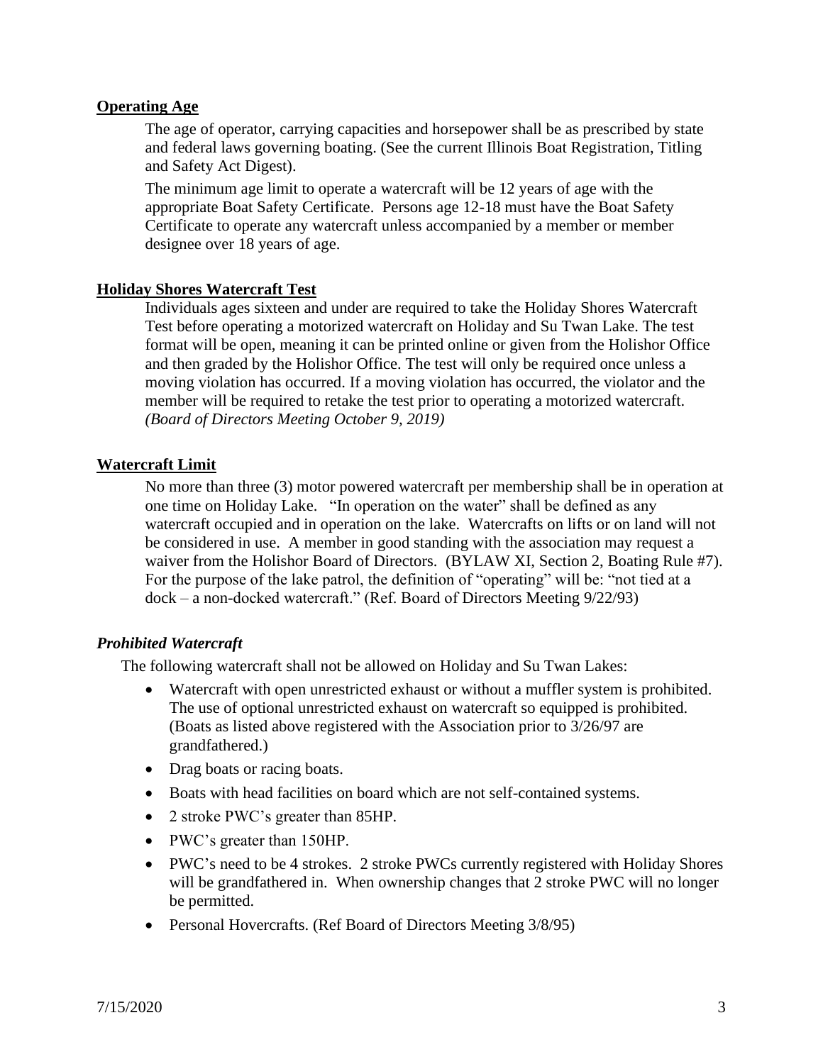**Operating Age**

The age of operator, carrying capacities and horsepower shall be as prescribed by state and federal laws governing boating. (See the current Illinois Boat Registration, Titling and Safety Act Digest).

The minimum age limit to operate a watercraft will be 12 years of age with the appropriate Boat Safety Certificate. Persons age 12-18 must have the Boat Safety Certificate to operate any watercraft unless accompanied by a member or member designee over 18 years of age.

**Holiday Shores Watercraft Test**

Individuals ages sixteen and under are required to take the Holiday Shores Watercraft Test before operating a motorized watercraft on Holiday and Su Twan Lake. The test format will be open, meaning it can be printed online or given from the Holishor Office and then graded by the Holishor Office. The test will only be required once unless a moving violation has occurred. If a moving violation has occurred, the violator and the member will be required to retake the test prior to operating a motorized watercraft. *(Board of Directors Meeting October 9, 2019)*

**Watercraft Limit**

No more than three (3) motor powered watercraft per membership shall be in operation at one time on Holiday Lake. "In operation on the water" shall be defined as any watercraft occupied and in operation on the lake. Watercrafts on lifts or on land will not be considered in use. A member in good standing with the association may request a waiver from the Holishor Board of Directors. (BYLAW XI, Section 2, Boating Rule #7). For the purpose of the lake patrol, the definition of "operating" will be: "not tied at a dock – a non-docked watercraft." (Ref. Board of Directors Meeting 9/22/93)

***Prohibited Watercraft***

The following watercraft shall not be allowed on Holiday and Su Twan Lakes:

- Watercraft with open unrestricted exhaust or without a muffler system is prohibited. The use of optional unrestricted exhaust on watercraft so equipped is prohibited. (Boats as listed above registered with the Association prior to 3/26/97 are grandfathered.)
- Drag boats or racing boats.
- Boats with head facilities on board which are not self-contained systems.
- 2 stroke PWC's greater than 85HP.
- PWC's greater than 150HP.
- PWC's need to be 4 strokes. 2 stroke PWCs currently registered with Holiday Shores will be grandfathered in. When ownership changes that 2 stroke PWC will no longer be permitted.
- Personal Hovercrafts. (Ref Board of Directors Meeting 3/8/95)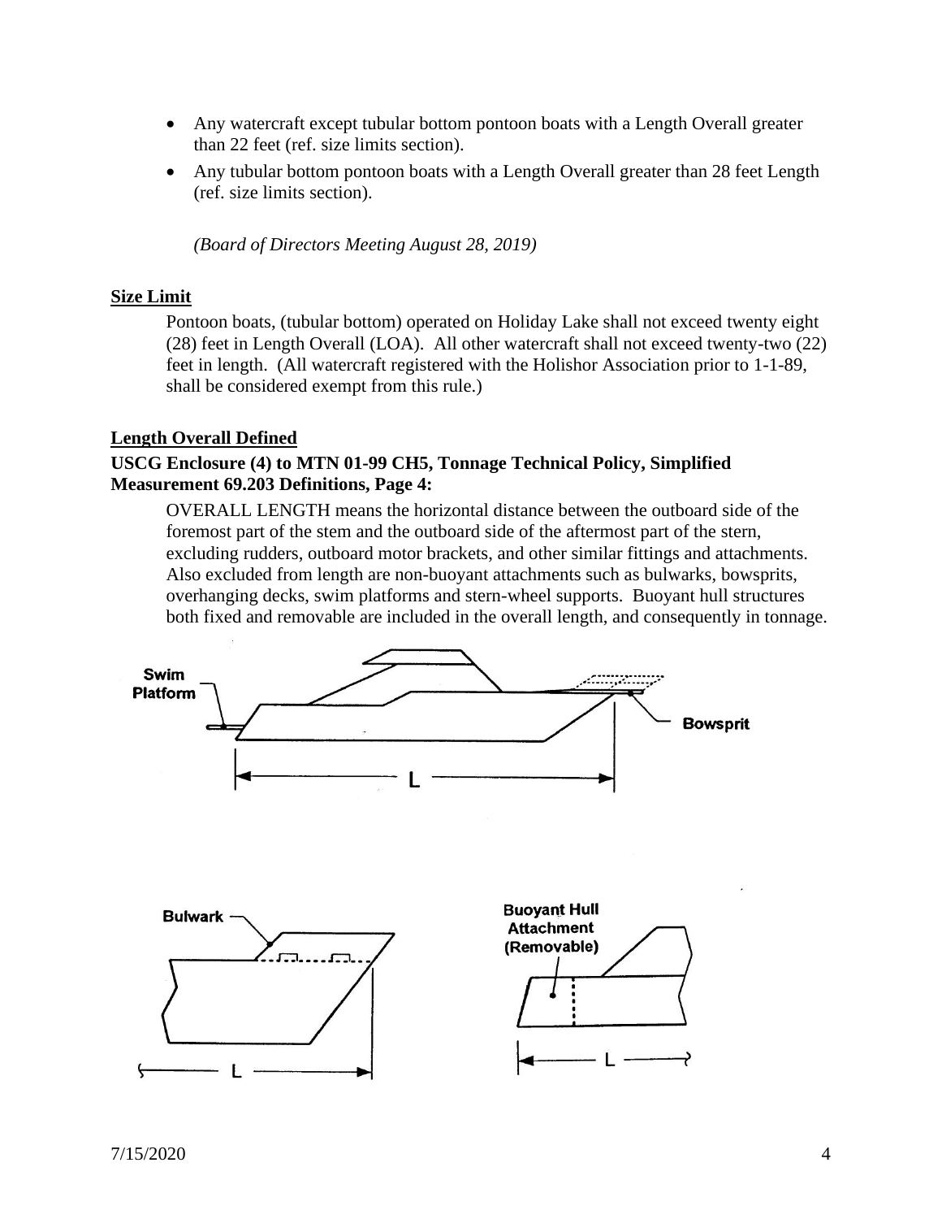- Any watercraft except tubular bottom pontoon boats with a Length Overall greater than 22 feet (ref. size limits section).
- Any tubular bottom pontoon boats with a Length Overall greater than 28 feet Length (ref. size limits section).

*(Board of Directors Meeting August 28, 2019)*

**Size Limit**

Pontoon boats, (tubular bottom) operated on Holiday Lake shall not exceed twenty eight (28) feet in Length Overall (LOA). All other watercraft shall not exceed twenty-two (22) feet in length. (All watercraft registered with the Holishor Association prior to 1-1-89, shall be considered exempt from this rule.)

**Length Overall Defined**

**USCG Enclosure (4) to MTN 01-99 CH5, Tonnage Technical Policy, Simplified Measurement 69.203 Definitions, Page 4:**

OVERALL LENGTH means the horizontal distance between the outboard side of the foremost part of the stem and the outboard side of the aftermost part of the stern, excluding rudders, outboard motor brackets, and other similar fittings and attachments. Also excluded from length are non-buoyant attachments such as bulwarks, bowsprits, overhanging decks, swim platforms and stern-wheel supports. Buoyant hull structures both fixed and removable are included in the overall length, and consequently in tonnage.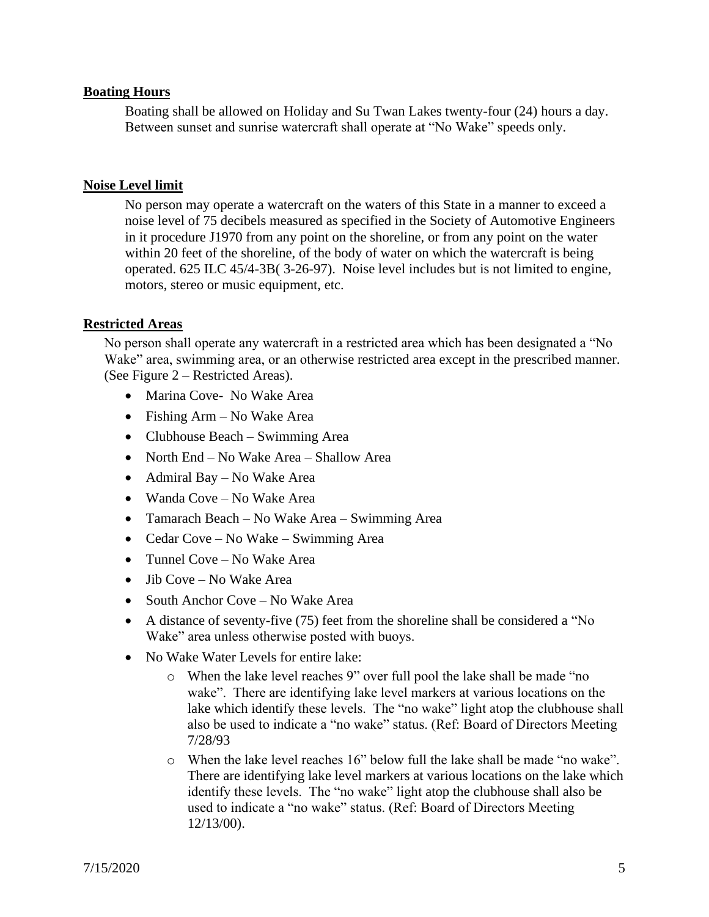## Boating Hours

Boating shall be allowed on Holiday and Su Twan Lakes twenty-four (24) hours a day. Between sunset and sunrise watercraft shall operate at "No Wake" speeds only.

## Noise Level limit

No person may operate a watercraft on the waters of this State in a manner to exceed a noise level of 75 decibels measured as specified in the Society of Automotive Engineers in it procedure J1970 from any point on the shoreline, or from any point on the water within 20 feet of the shoreline, of the body of water on which the watercraft is being operated. 625 ILC 45/4-3B( 3-26-97). Noise level includes but is not limited to engine, motors, stereo or music equipment, etc.

## Restricted Areas

No person shall operate any watercraft in a restricted area which has been designated a "No Wake" area, swimming area, or an otherwise restricted area except in the prescribed manner. (See Figure 2 – Restricted Areas).

- Marina Cove- No Wake Area
- Fishing Arm – No Wake Area
- Clubhouse Beach – Swimming Area
- North End – No Wake Area – Shallow Area
- Admiral Bay – No Wake Area
- Wanda Cove – No Wake Area
- Tamarach Beach – No Wake Area – Swimming Area
- Cedar Cove – No Wake – Swimming Area
- Tunnel Cove – No Wake Area
- Jib Cove – No Wake Area
- South Anchor Cove – No Wake Area
- A distance of seventy-five (75) feet from the shoreline shall be considered a "No Wake" area unless otherwise posted with buoys.
- No Wake Water Levels for entire lake:
    - When the lake level reaches 9" over full pool the lake shall be made "no wake". There are identifying lake level markers at various locations on the lake which identify these levels. The "no wake" light atop the clubhouse shall also be used to indicate a "no wake" status. (Ref: Board of Directors Meeting 7/28/93
    - When the lake level reaches 16" below full the lake shall be made "no wake". There are identifying lake level markers at various locations on the lake which identify these levels. The "no wake" light atop the clubhouse shall also be used to indicate a "no wake" status. (Ref: Board of Directors Meeting 12/13/00).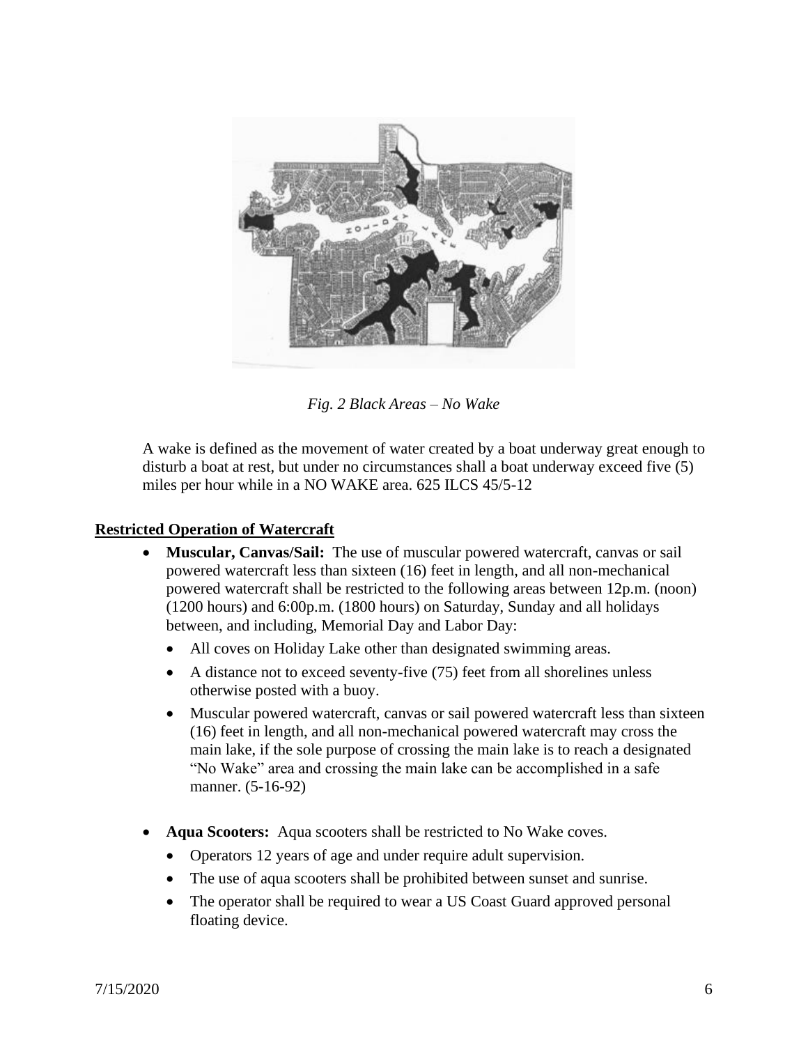*Fig. 2 Black Areas – No Wake*

A wake is defined as the movement of water created by a boat underway great enough to disturb a boat at rest, but under no circumstances shall a boat underway exceed five (5) miles per hour while in a NO WAKE area. 625 ILCS 45/5-12

**Restricted Operation of Watercraft**

- **Muscular, Canvas/Sail:** The use of muscular powered watercraft, canvas or sail powered watercraft less than sixteen (16) feet in length, and all non-mechanical powered watercraft shall be restricted to the following areas between 12p.m. (noon) (1200 hours) and 6:00p.m. (1800 hours) on Saturday, Sunday and all holidays between, and including, Memorial Day and Labor Day:
  - All coves on Holiday Lake other than designated swimming areas.
  - A distance not to exceed seventy-five (75) feet from all shorelines unless otherwise posted with a buoy.
  - Muscular powered watercraft, canvas or sail powered watercraft less than sixteen (16) feet in length, and all non-mechanical powered watercraft may cross the main lake, if the sole purpose of crossing the main lake is to reach a designated "No Wake" area and crossing the main lake can be accomplished in a safe manner. (5-16-92)

- **Aqua Scooters:** Aqua scooters shall be restricted to No Wake coves.
  - Operators 12 years of age and under require adult supervision.
  - The use of aqua scooters shall be prohibited between sunset and sunrise.
  - The operator shall be required to wear a US Coast Guard approved personal floating device.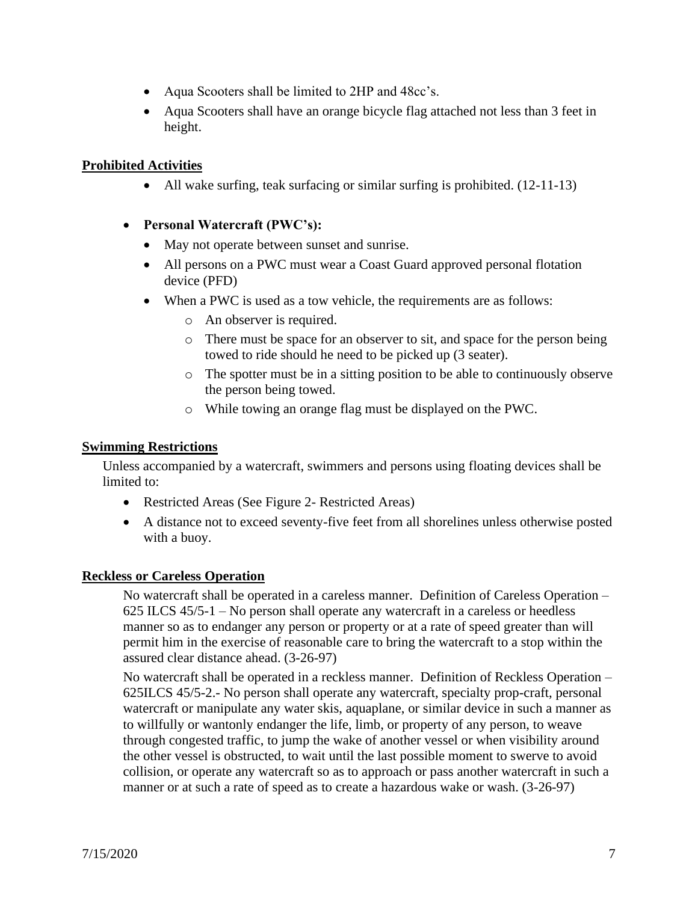- Aqua Scooters shall be limited to 2HP and 48cc's.
- Aqua Scooters shall have an orange bicycle flag attached not less than 3 feet in height.

**Prohibited Activities**

- All wake surfing, teak surfacing or similar surfing is prohibited. (12-11-13)

- **Personal Watercraft (PWC's):**
  - May not operate between sunset and sunrise.
  - All persons on a PWC must wear a Coast Guard approved personal flotation device (PFD)
  - When a PWC is used as a tow vehicle, the requirements are as follows:
    - An observer is required.
    - There must be space for an observer to sit, and space for the person being towed to ride should he need to be picked up (3 seater).
    - The spotter must be in a sitting position to be able to continuously observe the person being towed.
    - While towing an orange flag must be displayed on the PWC.

**Swimming Restrictions**

Unless accompanied by a watercraft, swimmers and persons using floating devices shall be limited to:

- Restricted Areas (See Figure 2- Restricted Areas)
- A distance not to exceed seventy-five feet from all shorelines unless otherwise posted with a buoy.

**Reckless or Careless Operation**

No watercraft shall be operated in a careless manner. Definition of Careless Operation – 625 ILCS 45/5-1 – No person shall operate any watercraft in a careless or heedless manner so as to endanger any person or property or at a rate of speed greater than will permit him in the exercise of reasonable care to bring the watercraft to a stop within the assured clear distance ahead. (3-26-97)

No watercraft shall be operated in a reckless manner. Definition of Reckless Operation – 625ILCS 45/5-2.- No person shall operate any watercraft, specialty prop-craft, personal watercraft or manipulate any water skis, aquaplane, or similar device in such a manner as to willfully or wantonly endanger the life, limb, or property of any person, to weave through congested traffic, to jump the wake of another vessel or when visibility around the other vessel is obstructed, to wait until the last possible moment to swerve to avoid collision, or operate any watercraft so as to approach or pass another watercraft in such a manner or at such a rate of speed as to create a hazardous wake or wash. (3-26-97)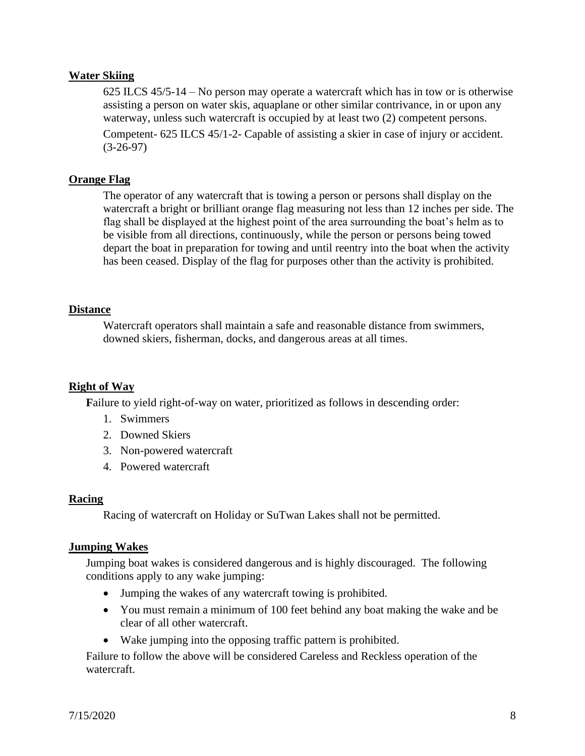**Water Skiing**

625 ILCS 45/5-14 – No person may operate a watercraft which has in tow or is otherwise assisting a person on water skis, aquaplane or other similar contrivance, in or upon any waterway, unless such watercraft is occupied by at least two (2) competent persons.

Competent- 625 ILCS 45/1-2- Capable of assisting a skier in case of injury or accident. (3-26-97)

**Orange Flag**

The operator of any watercraft that is towing a person or persons shall display on the watercraft a bright or brilliant orange flag measuring not less than 12 inches per side. The flag shall be displayed at the highest point of the area surrounding the boat's helm as to be visible from all directions, continuously, while the person or persons being towed depart the boat in preparation for towing and until reentry into the boat when the activity has been ceased. Display of the flag for purposes other than the activity is prohibited.

**Distance**

Watercraft operators shall maintain a safe and reasonable distance from swimmers, downed skiers, fisherman, docks, and dangerous areas at all times.

**Right of Way**

**F**ailure to yield right-of-way on water, prioritized as follows in descending order:

1. Swimmers
2. Downed Skiers
3. Non-powered watercraft
4. Powered watercraft

**Racing**

Racing of watercraft on Holiday or SuTwan Lakes shall not be permitted.

**Jumping Wakes**

Jumping boat wakes is considered dangerous and is highly discouraged. The following conditions apply to any wake jumping:

- Jumping the wakes of any watercraft towing is prohibited.
- You must remain a minimum of 100 feet behind any boat making the wake and be clear of all other watercraft.
- Wake jumping into the opposing traffic pattern is prohibited.

Failure to follow the above will be considered Careless and Reckless operation of the watercraft.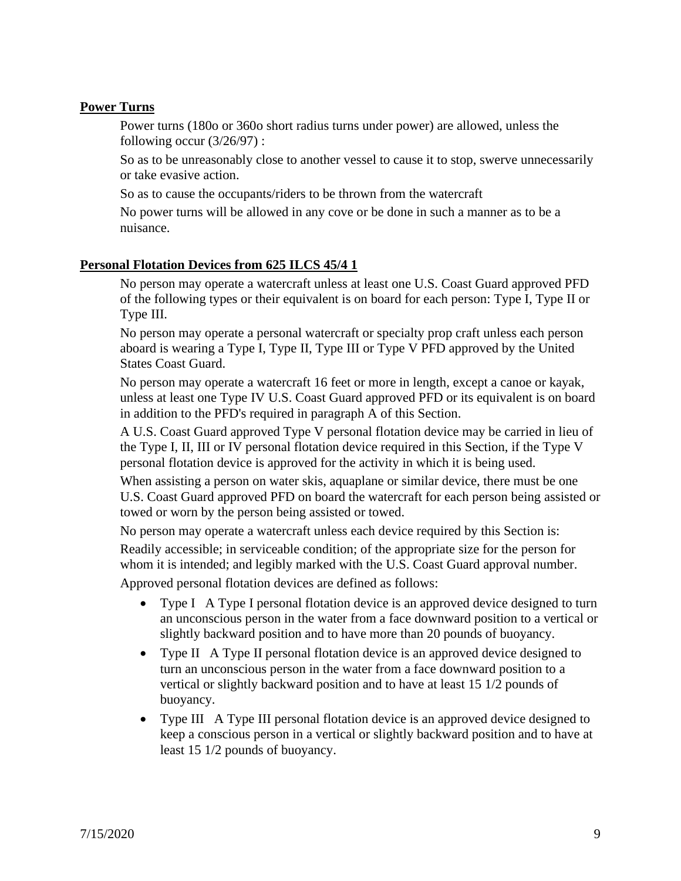## Power Turns

Power turns (180o or 360o short radius turns under power) are allowed, unless the following occur (3/26/97) :

So as to be unreasonably close to another vessel to cause it to stop, swerve unnecessarily or take evasive action.

So as to cause the occupants/riders to be thrown from the watercraft

No power turns will be allowed in any cove or be done in such a manner as to be a nuisance.

## Personal Flotation Devices from 625 ILCS 45/4 1

No person may operate a watercraft unless at least one U.S. Coast Guard approved PFD of the following types or their equivalent is on board for each person: Type I, Type II or Type III.

No person may operate a personal watercraft or specialty prop craft unless each person aboard is wearing a Type I, Type II, Type III or Type V PFD approved by the United States Coast Guard.

No person may operate a watercraft 16 feet or more in length, except a canoe or kayak, unless at least one Type IV U.S. Coast Guard approved PFD or its equivalent is on board in addition to the PFD's required in paragraph A of this Section.

A U.S. Coast Guard approved Type V personal flotation device may be carried in lieu of the Type I, II, III or IV personal flotation device required in this Section, if the Type V personal flotation device is approved for the activity in which it is being used.

When assisting a person on water skis, aquaplane or similar device, there must be one U.S. Coast Guard approved PFD on board the watercraft for each person being assisted or towed or worn by the person being assisted or towed.

No person may operate a watercraft unless each device required by this Section is:

Readily accessible; in serviceable condition; of the appropriate size for the person for whom it is intended; and legibly marked with the U.S. Coast Guard approval number.

Approved personal flotation devices are defined as follows:

- Type I A Type I personal flotation device is an approved device designed to turn an unconscious person in the water from a face downward position to a vertical or slightly backward position and to have more than 20 pounds of buoyancy.
- Type II A Type II personal flotation device is an approved device designed to turn an unconscious person in the water from a face downward position to a vertical or slightly backward position and to have at least 15 1/2 pounds of buoyancy.
- Type III A Type III personal flotation device is an approved device designed to keep a conscious person in a vertical or slightly backward position and to have at least 15 1/2 pounds of buoyancy.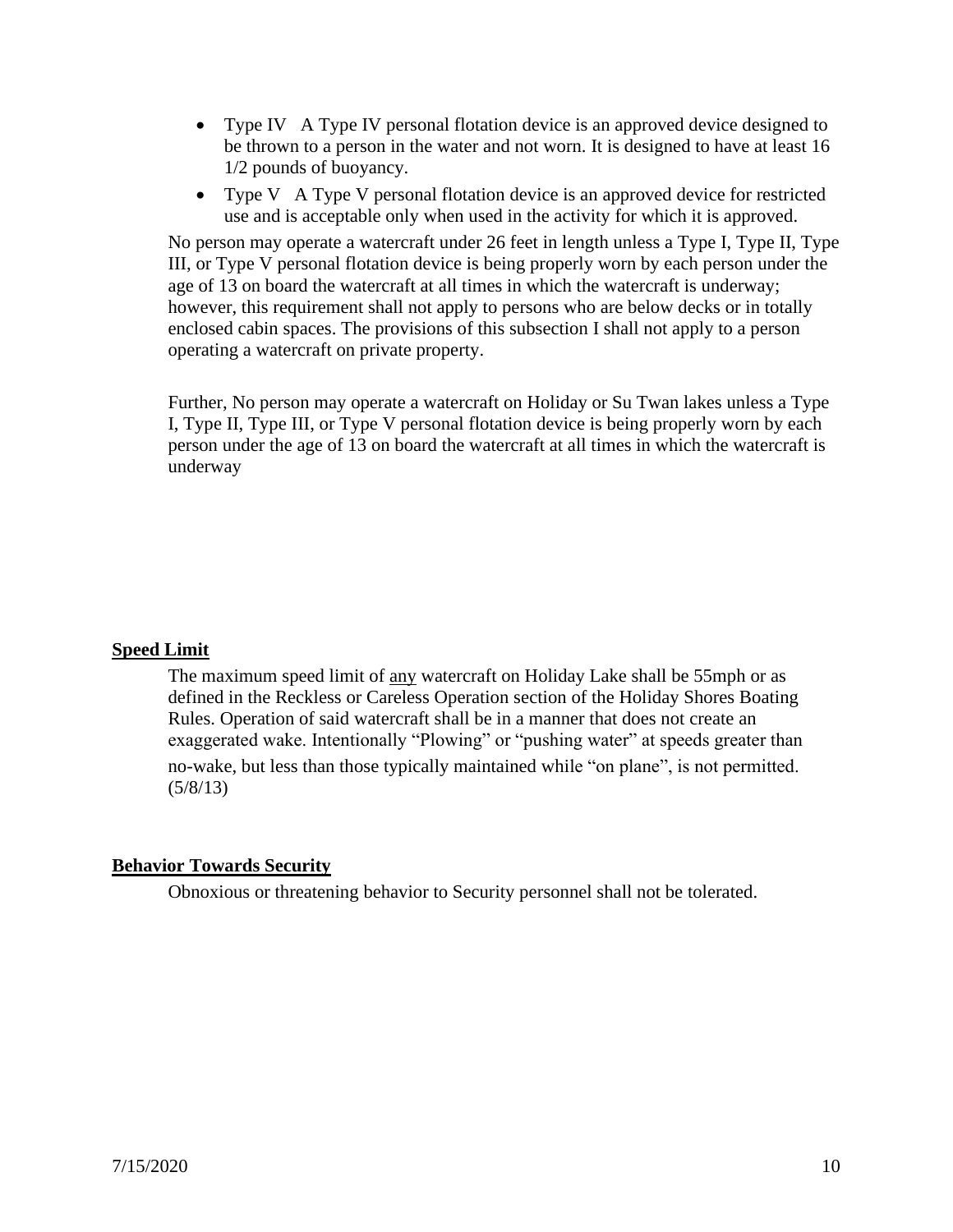- Type IV  A Type IV personal flotation device is an approved device designed to be thrown to a person in the water and not worn. It is designed to have at least 16 1/2 pounds of buoyancy.
- Type V  A Type V personal flotation device is an approved device for restricted use and is acceptable only when used in the activity for which it is approved.

No person may operate a watercraft under 26 feet in length unless a Type I, Type II, Type III, or Type V personal flotation device is being properly worn by each person under the age of 13 on board the watercraft at all times in which the watercraft is underway; however, this requirement shall not apply to persons who are below decks or in totally enclosed cabin spaces. The provisions of this subsection I shall not apply to a person operating a watercraft on private property.

Further, No person may operate a watercraft on Holiday or Su Twan lakes unless a Type I, Type II, Type III, or Type V personal flotation device is being properly worn by each person under the age of 13 on board the watercraft at all times in which the watercraft is underway

**Speed Limit**

The maximum speed limit of <u>any</u> watercraft on Holiday Lake shall be 55mph or as defined in the Reckless or Careless Operation section of the Holiday Shores Boating Rules. Operation of said watercraft shall be in a manner that does not create an exaggerated wake. Intentionally "Plowing" or "pushing water" at speeds greater than no-wake, but less than those typically maintained while "on plane", is not permitted. (5/8/13)

**Behavior Towards Security**

Obnoxious or threatening behavior to Security personnel shall not be tolerated.